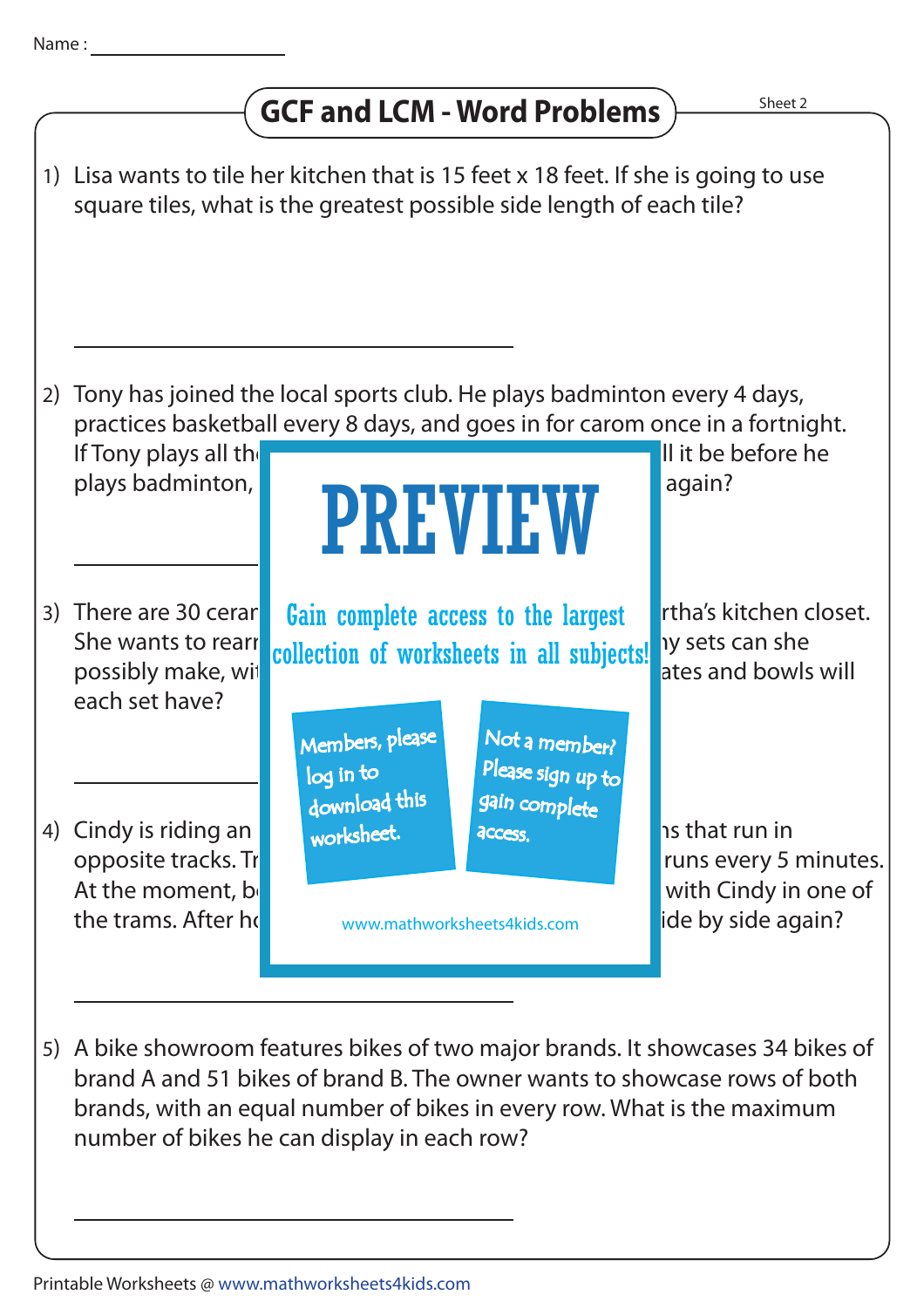Name :

# GCF and LCM - Word Problems

Sheet 2

1) Lisa wants to tile her kitchen that is 15 feet x 18 feet. If she is going to use square tiles, what is the greatest possible side length of each tile?

2) Tony has joined the local sports club. He plays badminton every 4 days, practices basketball every 8 days, and goes in for carom once in a fortnight. If Tony plays all th ll it be before he plays badminton, again?

3) There are 30 ceran rtha's kitchen closet. She wants to rearr ny sets can she possibly make, wi ates and bowls will each set have?

4) Cindy is riding an ns that run in opposite tracks. Tr runs every 5 minutes. At the moment, b with Cindy in one of the trams. After ho ide by side again?

PREVIEW

Gain complete access to the largest collection of worksheets in all subjects!

Members, please log in to download this worksheet.

Not a member? Please sign up to gain complete access.

www.mathworksheets4kids.com

5) A bike showroom features bikes of two major brands. It showcases 34 bikes of brand A and 51 bikes of brand B. The owner wants to showcase rows of both brands, with an equal number of bikes in every row. What is the maximum number of bikes he can display in each row?

Printable Worksheets @ www.mathworksheets4kids.com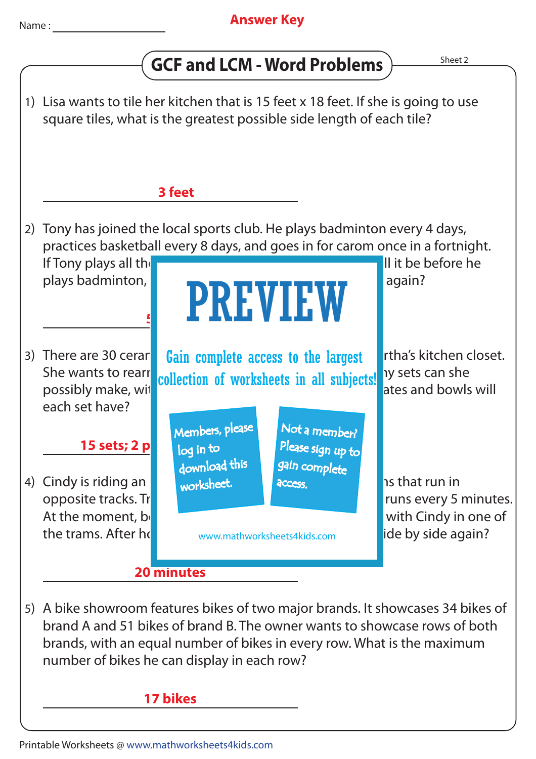Name : ______________

**Answer Key**

# GCF and LCM - Word Problems

Sheet 2

1) Lisa wants to tile her kitchen that is 15 feet x 18 feet. If she is going to use square tiles, what is the greatest possible side length of each tile?

**3 feet**

2) Tony has joined the local sports club. He plays badminton every 4 days, practices basketball every 8 days, and goes in for carom once in a fortnight. If Tony plays all th                                                                 ll it be before he plays badminton,                                                                 again?

**5**

3) There are 30 ceran                                                                 rtha's kitchen closet. She wants to rearr                                                                 ny sets can she possibly make, wi                                                                 ates and bowls will each set have?

**15 sets; 2 p**

4) Cindy is riding an                                                                 ns that run in opposite tracks. Tr                                                                 runs every 5 minutes. At the moment, b                                                                 with Cindy in one of the trams. After h                                                                 ide by side again?

**20 minutes**

5) A bike showroom features bikes of two major brands. It showcases 34 bikes of brand A and 51 bikes of brand B. The owner wants to showcase rows of both brands, with an equal number of bikes in every row. What is the maximum number of bikes he can display in each row?

**17 bikes**

PREVIEW

Gain complete access to the largest collection of worksheets in all subjects!

Members, please log in to download this worksheet.

Not a member? Please sign up to gain complete access.

www.mathworksheets4kids.com